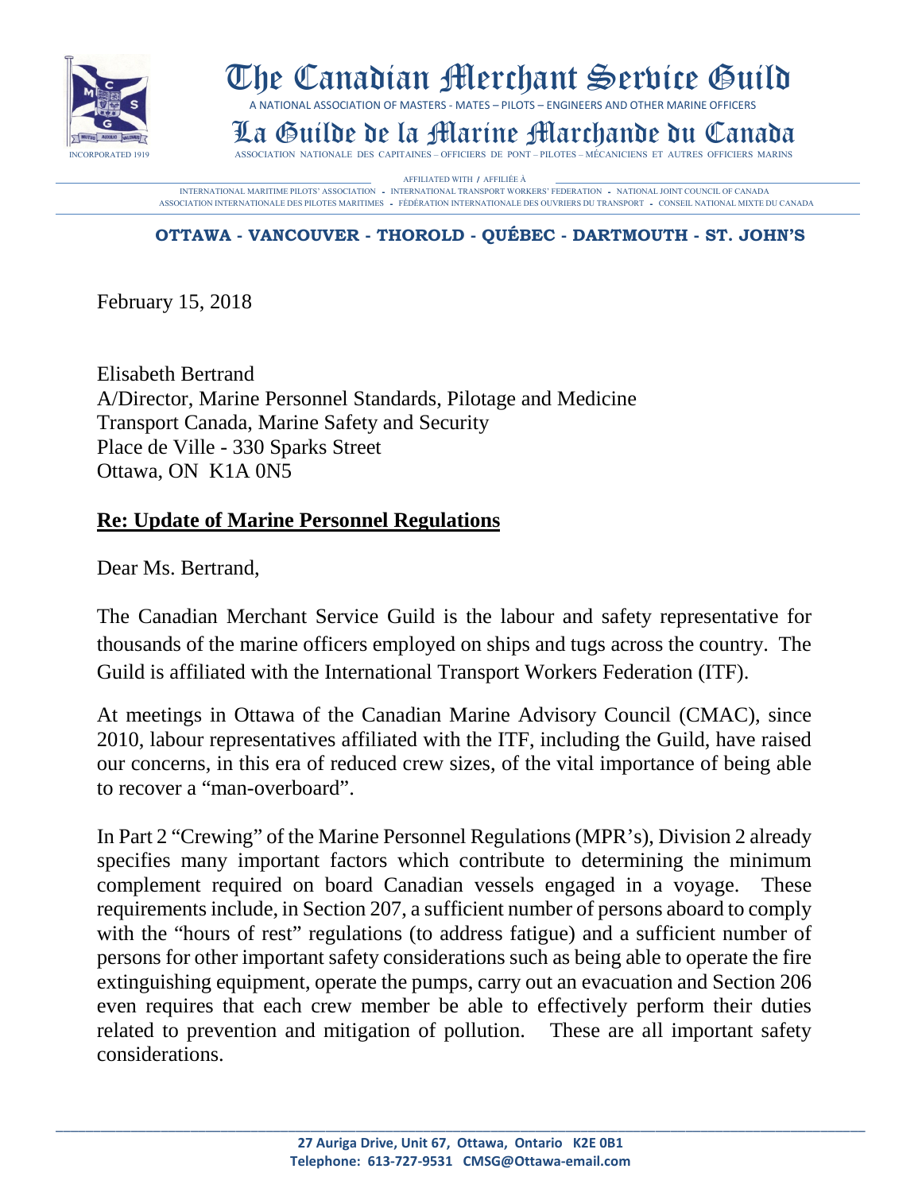# The Canadian Merchant Service Guild

A NATIONAL ASSOCIATION OF MASTERS - MATES – PILOTS – ENGINEERS AND OTHER MARINE OFFICERS

# La Guilde de la Marine Marchande du Canada

INCORPORATED 1919 ASSOCIATION NATIONALE DES CAPITAINES – OFFICIERS DE PONT – PILOTES – MÉCANICIENS ET AUTRES OFFICIERS MARINS

AFFILIATED WITH / AFFILIÉE À

INTERNATIONAL MARITIME PILOTS' ASSOCIATION - INTERNATIONAL TRANSPORT WORKERS' FEDERATION - NATIONAL JOINT COUNCIL OF CANADA
ASSOCIATION INTERNATIONALE DES PILOTES MARITIMES - FÉDÉRATION INTERNATIONALE DES OUVRIERS DU TRANSPORT - CONSEIL NATIONAL MIXTE DU CANADA

**OTTAWA - VANCOUVER - THOROLD - QUÉBEC - DARTMOUTH - ST. JOHN'S**

February 15, 2018

Elisabeth Bertrand
A/Director, Marine Personnel Standards, Pilotage and Medicine
Transport Canada, Marine Safety and Security
Place de Ville - 330 Sparks Street
Ottawa, ON K1A 0N5

**Re: Update of Marine Personnel Regulations**

Dear Ms. Bertrand,

The Canadian Merchant Service Guild is the labour and safety representative for thousands of the marine officers employed on ships and tugs across the country. The Guild is affiliated with the International Transport Workers Federation (ITF).

At meetings in Ottawa of the Canadian Marine Advisory Council (CMAC), since 2010, labour representatives affiliated with the ITF, including the Guild, have raised our concerns, in this era of reduced crew sizes, of the vital importance of being able to recover a "man-overboard".

In Part 2 "Crewing" of the Marine Personnel Regulations (MPR's), Division 2 already specifies many important factors which contribute to determining the minimum complement required on board Canadian vessels engaged in a voyage. These requirements include, in Section 207, a sufficient number of persons aboard to comply with the "hours of rest" regulations (to address fatigue) and a sufficient number of persons for other important safety considerations such as being able to operate the fire extinguishing equipment, operate the pumps, carry out an evacuation and Section 206 even requires that each crew member be able to effectively perform their duties related to prevention and mitigation of pollution. These are all important safety considerations.

**27 Auriga Drive, Unit 67, Ottawa, Ontario K2E 0B1**
**Telephone: 613-727-9531 CMSG@Ottawa-email.com**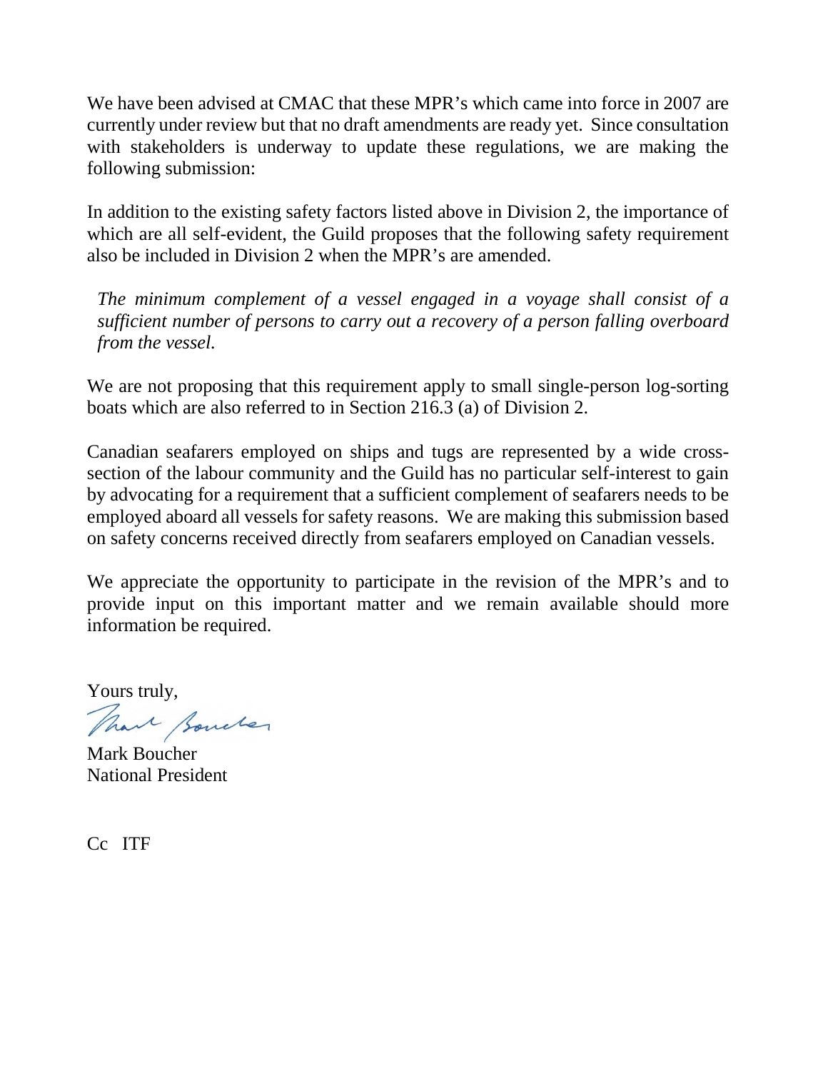We have been advised at CMAC that these MPR's which came into force in 2007 are currently under review but that no draft amendments are ready yet. Since consultation with stakeholders is underway to update these regulations, we are making the following submission:

In addition to the existing safety factors listed above in Division 2, the importance of which are all self-evident, the Guild proposes that the following safety requirement also be included in Division 2 when the MPR's are amended.

> *The minimum complement of a vessel engaged in a voyage shall consist of a sufficient number of persons to carry out a recovery of a person falling overboard from the vessel.*

We are not proposing that this requirement apply to small single-person log-sorting boats which are also referred to in Section 216.3 (a) of Division 2.

Canadian seafarers employed on ships and tugs are represented by a wide cross-section of the labour community and the Guild has no particular self-interest to gain by advocating for a requirement that a sufficient complement of seafarers needs to be employed aboard all vessels for safety reasons. We are making this submission based on safety concerns received directly from seafarers employed on Canadian vessels.

We appreciate the opportunity to participate in the revision of the MPR's and to provide input on this important matter and we remain available should more information be required.

Yours truly,

Mark Boucher
National President

Cc ITF